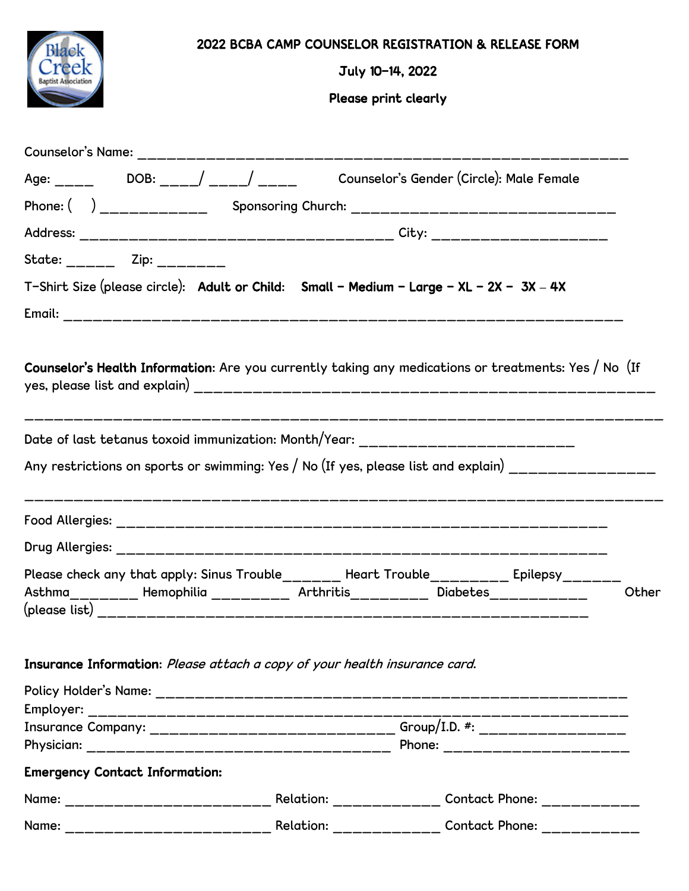# 2022 BCBA CAMP COUNSELOR REGISTRATION & RELEASE FORM

**July 10-14, 2022**

**Please print clearly**

Counselor's Name: ____________________________________________________________

Age: ____ DOB: ____/ ____/ ____ Counselor's Gender (Circle): Male Female

Phone: ( ) ____________ Sponsoring Church: ______________________________

Address: _____________________________________ City: ____________________

State: ______ Zip: ________

T-Shirt Size (please circle): **Adult or Child:** **Small - Medium - Large - XL - 2X - 3X – 4X**

Email: ____________________________________________________________

**Counselor's Health Information**: Are you currently taking any medications or treatments: Yes / No (If yes, please list and explain) ____________________________________________________________

____________________________________________________________________________

Date of last tetanus toxoid immunization: Month/Year: _________________________

Any restrictions on sports or swimming: Yes / No (If yes, please list and explain) _________________

____________________________________________________________________________

Food Allergies: ___________________________________________________________

Drug Allergies: ___________________________________________________________

Please check any that apply: Sinus Trouble_______ Heart Trouble_________ Epilepsy_______ Asthma________ Hemophilia _________ Arthritis_________ Diabetes___________ Other (please list) ___________________________________________________________

**Insurance Information**: *Please attach a copy of your health insurance card.*

Policy Holder's Name: ____________________________________________________
Employer: _______________________________________________________________
Insurance Company: _____________________________ Group/I.D. #: _________________
Physician: _____________________________________ Phone: ______________________

**Emergency Contact Information:**

Name: _________________________ Relation: _____________ Contact Phone: ____________

Name: _________________________ Relation: _____________ Contact Phone: ____________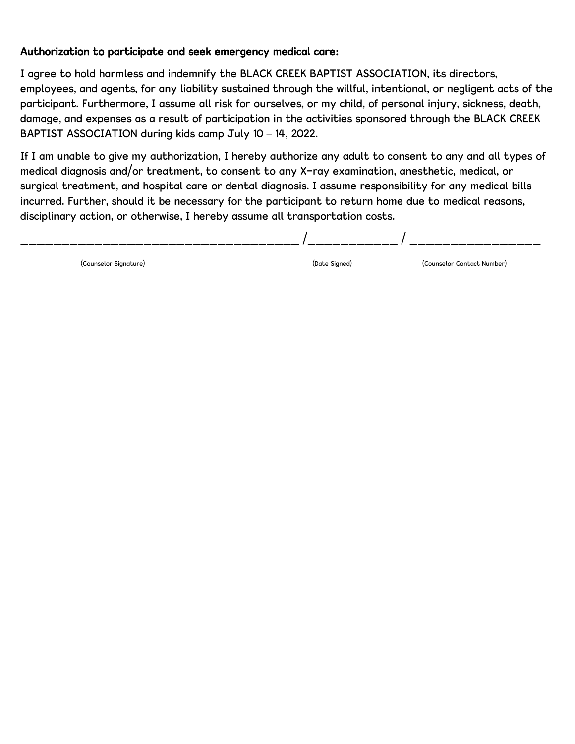**Authorization to participate and seek emergency medical care:**

I agree to hold harmless and indemnify the BLACK CREEK BAPTIST ASSOCIATION, its directors, employees, and agents, for any liability sustained through the willful, intentional, or negligent acts of the participant. Furthermore, I assume all risk for ourselves, or my child, of personal injury, sickness, death, damage, and expenses as a result of participation in the activities sponsored through the BLACK CREEK BAPTIST ASSOCIATION during kids camp July 10 – 14, 2022.

If I am unable to give my authorization, I hereby authorize any adult to consent to any and all types of medical diagnosis and/or treatment, to consent to any X-ray examination, anesthetic, medical, or surgical treatment, and hospital care or dental diagnosis. I assume responsibility for any medical bills incurred. Further, should it be necessary for the participant to return home due to medical reasons, disciplinary action, or otherwise, I hereby assume all transportation costs.

___________________________________ /____________ / _________________

(Counselor Signature) (Date Signed) (Counselor Contact Number)